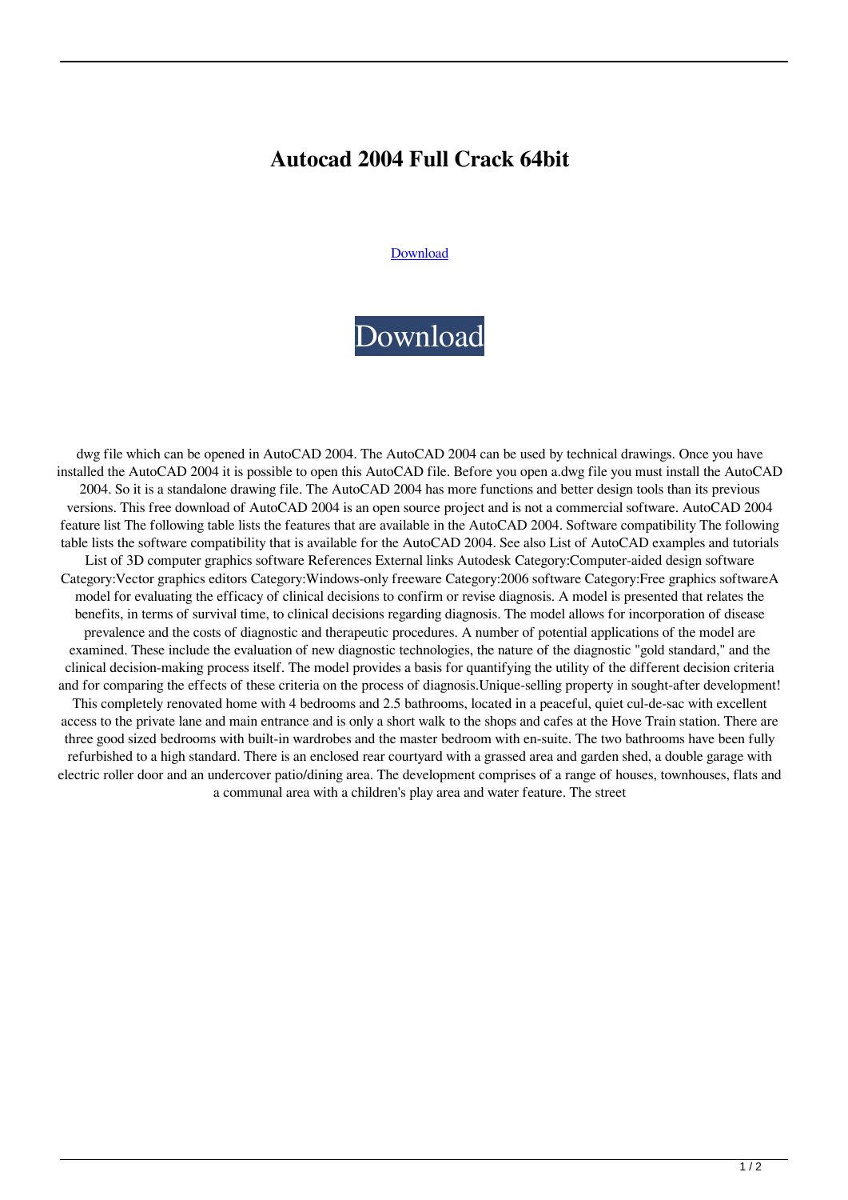# Autocad 2004 Full Crack 64bit

Download

Download

dwg file which can be opened in AutoCAD 2004. The AutoCAD 2004 can be used by technical drawings. Once you have installed the AutoCAD 2004 it is possible to open this AutoCAD file. Before you open a.dwg file you must install the AutoCAD 2004. So it is a standalone drawing file. The AutoCAD 2004 has more functions and better design tools than its previous versions. This free download of AutoCAD 2004 is an open source project and is not a commercial software. AutoCAD 2004 feature list The following table lists the features that are available in the AutoCAD 2004. Software compatibility The following table lists the software compatibility that is available for the AutoCAD 2004. See also List of AutoCAD examples and tutorials List of 3D computer graphics software References External links Autodesk Category:Computer-aided design software Category:Vector graphics editors Category:Windows-only freeware Category:2006 software Category:Free graphics softwareA model for evaluating the efficacy of clinical decisions to confirm or revise diagnosis. A model is presented that relates the benefits, in terms of survival time, to clinical decisions regarding diagnosis. The model allows for incorporation of disease prevalence and the costs of diagnostic and therapeutic procedures. A number of potential applications of the model are examined. These include the evaluation of new diagnostic technologies, the nature of the diagnostic "gold standard," and the clinical decision-making process itself. The model provides a basis for quantifying the utility of the different decision criteria and for comparing the effects of these criteria on the process of diagnosis.Unique-selling property in sought-after development! This completely renovated home with 4 bedrooms and 2.5 bathrooms, located in a peaceful, quiet cul-de-sac with excellent access to the private lane and main entrance and is only a short walk to the shops and cafes at the Hove Train station. There are three good sized bedrooms with built-in wardrobes and the master bedroom with en-suite. The two bathrooms have been fully refurbished to a high standard. There is an enclosed rear courtyard with a grassed area and garden shed, a double garage with electric roller door and an undercover patio/dining area. The development comprises of a range of houses, townhouses, flats and a communal area with a children's play area and water feature. The street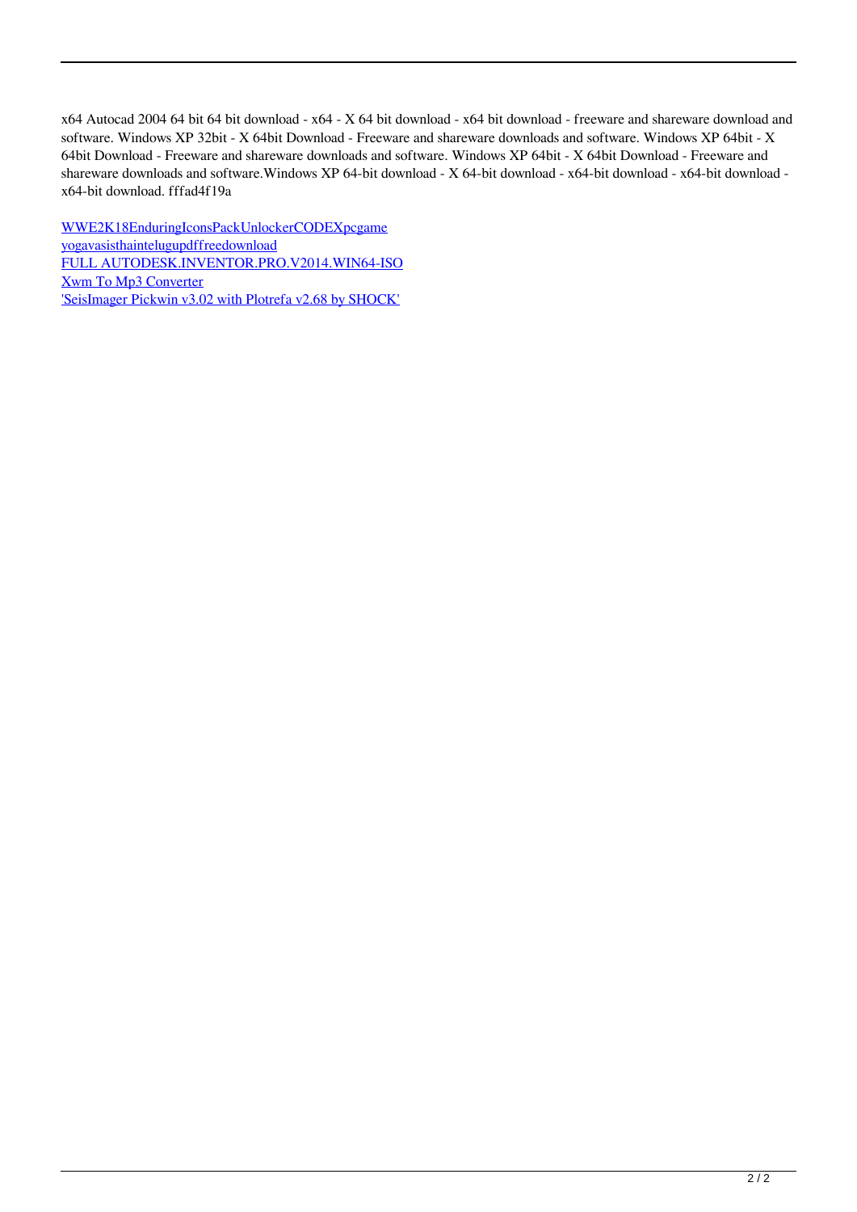x64 Autocad 2004 64 bit 64 bit download - x64 - X 64 bit download - x64 bit download - freeware and shareware download and software. Windows XP 32bit - X 64bit Download - Freeware and shareware downloads and software. Windows XP 64bit - X 64bit Download - Freeware and shareware downloads and software. Windows XP 64bit - X 64bit Download - Freeware and shareware downloads and software.Windows XP 64-bit download - X 64-bit download - x64-bit download - x64-bit download - x64-bit download. fffad4f19a

WWE2K18EnduringIconsPackUnlockerCODEXpcgame
yogavasisthaintelugupdffreedownload
FULL AUTODESK.INVENTOR.PRO.V2014.WIN64-ISO
Xwm To Mp3 Converter
'SeisImager Pickwin v3.02 with Plotrefa v2.68 by SHOCK'